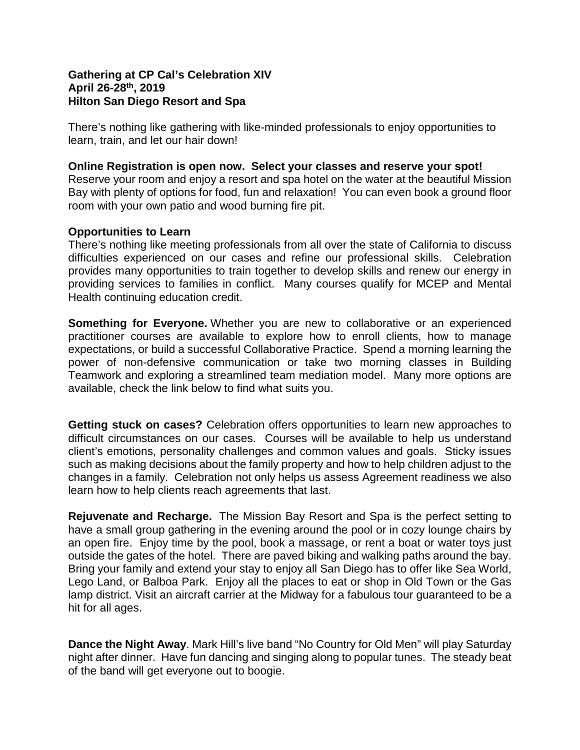**Gathering at CP Cal's Celebration XIV**
**April 26-28th, 2019**
**Hilton San Diego Resort and Spa**

There's nothing like gathering with like-minded professionals to enjoy opportunities to learn, train, and let our hair down!

**Online Registration is open now. Select your classes and reserve your spot!**
Reserve your room and enjoy a resort and spa hotel on the water at the beautiful Mission Bay with plenty of options for food, fun and relaxation! You can even book a ground floor room with your own patio and wood burning fire pit.

**Opportunities to Learn**
There's nothing like meeting professionals from all over the state of California to discuss difficulties experienced on our cases and refine our professional skills. Celebration provides many opportunities to train together to develop skills and renew our energy in providing services to families in conflict. Many courses qualify for MCEP and Mental Health continuing education credit.

**Something for Everyone.** Whether you are new to collaborative or an experienced practitioner courses are available to explore how to enroll clients, how to manage expectations, or build a successful Collaborative Practice. Spend a morning learning the power of non-defensive communication or take two morning classes in Building Teamwork and exploring a streamlined team mediation model. Many more options are available, check the link below to find what suits you.

**Getting stuck on cases?** Celebration offers opportunities to learn new approaches to difficult circumstances on our cases. Courses will be available to help us understand client's emotions, personality challenges and common values and goals. Sticky issues such as making decisions about the family property and how to help children adjust to the changes in a family. Celebration not only helps us assess Agreement readiness we also learn how to help clients reach agreements that last.

**Rejuvenate and Recharge.** The Mission Bay Resort and Spa is the perfect setting to have a small group gathering in the evening around the pool or in cozy lounge chairs by an open fire. Enjoy time by the pool, book a massage, or rent a boat or water toys just outside the gates of the hotel. There are paved biking and walking paths around the bay. Bring your family and extend your stay to enjoy all San Diego has to offer like Sea World, Lego Land, or Balboa Park. Enjoy all the places to eat or shop in Old Town or the Gas lamp district. Visit an aircraft carrier at the Midway for a fabulous tour guaranteed to be a hit for all ages.

**Dance the Night Away**. Mark Hill's live band "No Country for Old Men" will play Saturday night after dinner. Have fun dancing and singing along to popular tunes. The steady beat of the band will get everyone out to boogie.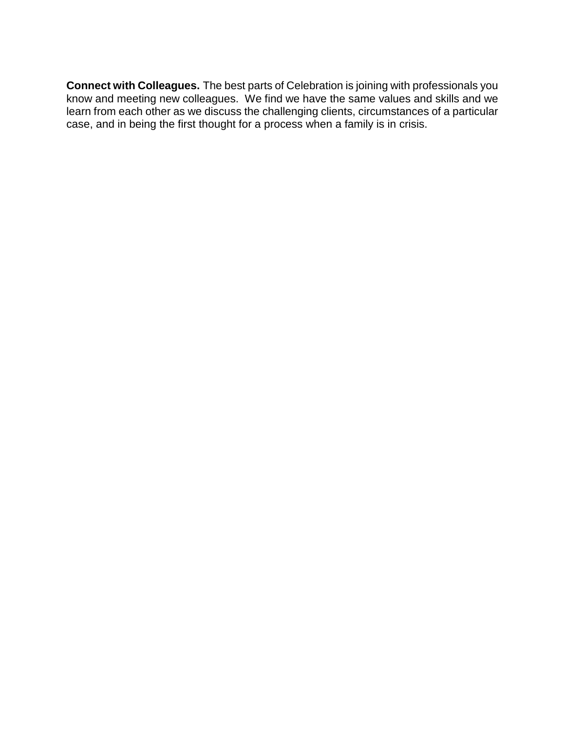**Connect with Colleagues.** The best parts of Celebration is joining with professionals you know and meeting new colleagues. We find we have the same values and skills and we learn from each other as we discuss the challenging clients, circumstances of a particular case, and in being the first thought for a process when a family is in crisis.